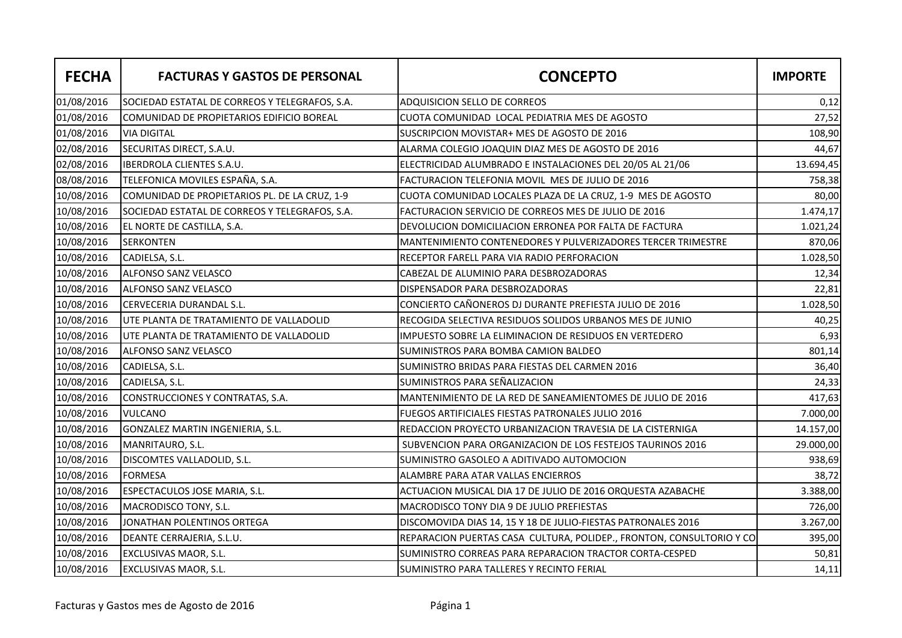| FECHA | FACTURAS Y GASTOS DE PERSONAL | CONCEPTO | IMPORTE |
|---|---|---|---|
| 01/08/2016 | SOCIEDAD ESTATAL DE CORREOS Y TELEGRAFOS, S.A. | ADQUISICION SELLO DE CORREOS | 0,12 |
| 01/08/2016 | COMUNIDAD DE PROPIETARIOS EDIFICIO BOREAL | CUOTA COMUNIDAD LOCAL PEDIATRIA MES DE AGOSTO | 27,52 |
| 01/08/2016 | VIA DIGITAL | SUSCRIPCION MOVISTAR+ MES DE AGOSTO DE 2016 | 108,90 |
| 02/08/2016 | SECURITAS DIRECT, S.A.U. | ALARMA COLEGIO JOAQUIN DIAZ MES DE AGOSTO DE 2016 | 44,67 |
| 02/08/2016 | IBERDROLA CLIENTES S.A.U. | ELECTRICIDAD ALUMBRADO E INSTALACIONES DEL 20/05 AL 21/06 | 13.694,45 |
| 08/08/2016 | TELEFONICA MOVILES ESPAÑA, S.A. | FACTURACION TELEFONIA MOVIL MES DE JULIO DE 2016 | 758,38 |
| 10/08/2016 | COMUNIDAD DE PROPIETARIOS PL. DE LA CRUZ, 1-9 | CUOTA COMUNIDAD LOCALES PLAZA DE LA CRUZ, 1-9 MES DE AGOSTO | 80,00 |
| 10/08/2016 | SOCIEDAD ESTATAL DE CORREOS Y TELEGRAFOS, S.A. | FACTURACION SERVICIO DE CORREOS MES DE JULIO DE 2016 | 1.474,17 |
| 10/08/2016 | EL NORTE DE CASTILLA, S.A. | DEVOLUCION DOMICILIACION ERRONEA POR FALTA DE FACTURA | 1.021,24 |
| 10/08/2016 | SERKONTEN | MANTENIMIENTO CONTENEDORES Y PULVERIZADORES TERCER TRIMESTRE | 870,06 |
| 10/08/2016 | CADIELSA, S.L. | RECEPTOR FARELL PARA VIA RADIO PERFORACION | 1.028,50 |
| 10/08/2016 | ALFONSO SANZ VELASCO | CABEZAL DE ALUMINIO PARA DESBROZADORAS | 12,34 |
| 10/08/2016 | ALFONSO SANZ VELASCO | DISPENSADOR PARA DESBROZADORAS | 22,81 |
| 10/08/2016 | CERVECERIA DURANDAL S.L. | CONCIERTO CAÑONEROS DJ DURANTE PREFIESTA JULIO DE 2016 | 1.028,50 |
| 10/08/2016 | UTE PLANTA DE TRATAMIENTO DE VALLADOLID | RECOGIDA SELECTIVA RESIDUOS SOLIDOS URBANOS MES DE JUNIO | 40,25 |
| 10/08/2016 | UTE PLANTA DE TRATAMIENTO DE VALLADOLID | IMPUESTO SOBRE LA ELIMINACION DE RESIDUOS EN VERTEDERO | 6,93 |
| 10/08/2016 | ALFONSO SANZ VELASCO | SUMINISTROS PARA BOMBA CAMION BALDEO | 801,14 |
| 10/08/2016 | CADIELSA, S.L. | SUMINISTRO BRIDAS PARA FIESTAS DEL CARMEN 2016 | 36,40 |
| 10/08/2016 | CADIELSA, S.L. | SUMINISTROS PARA SEÑALIZACION | 24,33 |
| 10/08/2016 | CONSTRUCCIONES Y CONTRATAS, S.A. | MANTENIMIENTO DE LA RED DE SANEAMIENTOMES DE JULIO DE 2016 | 417,63 |
| 10/08/2016 | VULCANO | FUEGOS ARTIFICIALES FIESTAS PATRONALES JULIO 2016 | 7.000,00 |
| 10/08/2016 | GONZALEZ MARTIN INGENIERIA, S.L. | REDACCION PROYECTO URBANIZACION TRAVESIA DE LA CISTERNIGA | 14.157,00 |
| 10/08/2016 | MANRITAURO, S.L. | SUBVENCION PARA ORGANIZACION DE LOS FESTEJOS TAURINOS 2016 | 29.000,00 |
| 10/08/2016 | DISCOMTES VALLADOLID, S.L. | SUMINISTRO GASOLEO A ADITIVADO AUTOMOCION | 938,69 |
| 10/08/2016 | FORMESA | ALAMBRE PARA ATAR VALLAS ENCIERROS | 38,72 |
| 10/08/2016 | ESPECTACULOS JOSE MARIA, S.L. | ACTUACION MUSICAL DIA 17 DE JULIO DE 2016 ORQUESTA AZABACHE | 3.388,00 |
| 10/08/2016 | MACRODISCO TONY, S.L. | MACRODISCO TONY DIA 9 DE JULIO PREFIESTAS | 726,00 |
| 10/08/2016 | JONATHAN POLENTINOS ORTEGA | DISCOMOVIDA DIAS 14, 15 Y 18 DE JULIO-FIESTAS PATRONALES 2016 | 3.267,00 |
| 10/08/2016 | DEANTE CERRAJERIA, S.L.U. | REPARACION PUERTAS CASA CULTURA, POLIDEP., FRONTON, CONSULTORIO Y CO | 395,00 |
| 10/08/2016 | EXCLUSIVAS MAOR, S.L. | SUMINISTRO CORREAS PARA REPARACION TRACTOR CORTA-CESPED | 50,81 |
| 10/08/2016 | EXCLUSIVAS MAOR, S.L. | SUMINISTRO PARA TALLERES Y RECINTO FERIAL | 14,11 |

Facturas y Gastos mes de Agosto de 2016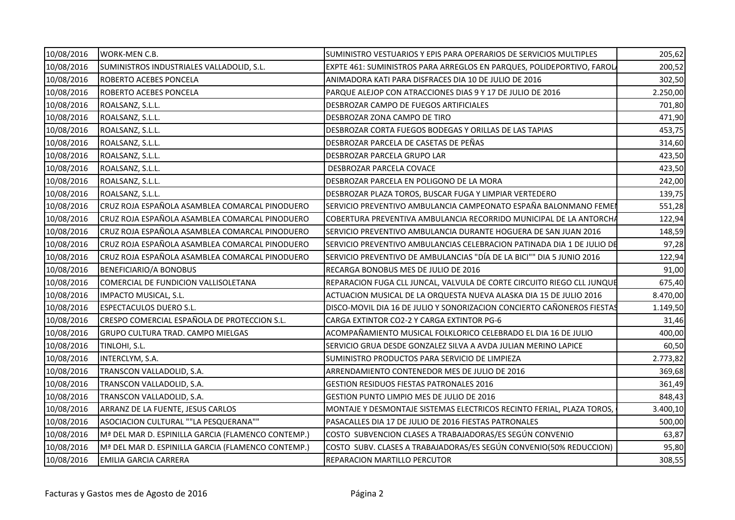| | | | |
|---|---|---|---|
| 10/08/2016 | WORK-MEN C.B. | SUMINISTRO VESTUARIOS Y EPIS PARA OPERARIOS DE SERVICIOS MULTIPLES | 205,62 |
| 10/08/2016 | SUMINISTROS INDUSTRIALES VALLADOLID, S.L. | EXPTE 461: SUMINISTROS PARA ARREGLOS EN PARQUES, POLIDEPORTIVO, FAROL | 200,52 |
| 10/08/2016 | ROBERTO ACEBES PONCELA | ANIMADORA KATI PARA DISFRACES DIA 10 DE JULIO DE 2016 | 302,50 |
| 10/08/2016 | ROBERTO ACEBES PONCELA | PARQUE ALEJOP CON ATRACCIONES DIAS 9 Y 17 DE JULIO DE 2016 | 2.250,00 |
| 10/08/2016 | ROALSANZ, S.L.L. | DESBROZAR CAMPO DE FUEGOS ARTIFICIALES | 701,80 |
| 10/08/2016 | ROALSANZ, S.L.L. | DESBROZAR ZONA CAMPO DE TIRO | 471,90 |
| 10/08/2016 | ROALSANZ, S.L.L. | DESBROZAR CORTA FUEGOS BODEGAS Y ORILLAS DE LAS TAPIAS | 453,75 |
| 10/08/2016 | ROALSANZ, S.L.L. | DESBROZAR PARCELA DE CASETAS DE PEÑAS | 314,60 |
| 10/08/2016 | ROALSANZ, S.L.L. | DESBROZAR PARCELA GRUPO LAR | 423,50 |
| 10/08/2016 | ROALSANZ, S.L.L. | DESBROZAR PARCELA COVACE | 423,50 |
| 10/08/2016 | ROALSANZ, S.L.L. | DESBROZAR PARCELA EN POLIGONO DE LA MORA | 242,00 |
| 10/08/2016 | ROALSANZ, S.L.L. | DESBROZAR PLAZA TOROS, BUSCAR FUGA Y LIMPIAR VERTEDERO | 139,75 |
| 10/08/2016 | CRUZ ROJA ESPAÑOLA ASAMBLEA COMARCAL PINODUERO | SERVICIO PREVENTIVO AMBULANCIA CAMPEONATO ESPAÑA BALONMANO FEMEN | 551,28 |
| 10/08/2016 | CRUZ ROJA ESPAÑOLA ASAMBLEA COMARCAL PINODUERO | COBERTURA PREVENTIVA AMBULANCIA RECORRIDO MUNICIPAL DE LA ANTORCHA | 122,94 |
| 10/08/2016 | CRUZ ROJA ESPAÑOLA ASAMBLEA COMARCAL PINODUERO | SERVICIO PREVENTIVO AMBULANCIA DURANTE HOGUERA DE SAN JUAN 2016 | 148,59 |
| 10/08/2016 | CRUZ ROJA ESPAÑOLA ASAMBLEA COMARCAL PINODUERO | SERVICIO PREVENTIVO AMBULANCIAS CELEBRACION PATINADA DIA 1 DE JULIO DE | 97,28 |
| 10/08/2016 | CRUZ ROJA ESPAÑOLA ASAMBLEA COMARCAL PINODUERO | SERVICIO PREVENTIVO DE AMBULANCIAS "DÍA DE LA BICI"" DIA 5 JUNIO 2016 | 122,94 |
| 10/08/2016 | BENEFICIARIO/A BONOBUS | RECARGA BONOBUS MES DE JULIO DE 2016 | 91,00 |
| 10/08/2016 | COMERCIAL DE FUNDICION VALLISOLETANA | REPARACION FUGA CLL JUNCAL, VALVULA DE CORTE CIRCUITO RIEGO CLL JUNQUE | 675,40 |
| 10/08/2016 | IMPACTO MUSICAL, S.L. | ACTUACION MUSICAL DE LA ORQUESTA NUEVA ALASKA DIA 15 DE JULIO 2016 | 8.470,00 |
| 10/08/2016 | ESPECTACULOS DUERO S.L. | DISCO-MOVIL DIA 16 DE JULIO Y SONORIZACION CONCIERTO CAÑONEROS FIESTAS | 1.149,50 |
| 10/08/2016 | CRESPO COMERCIAL ESPAÑOLA DE PROTECCION S.L. | CARGA EXTINTOR CO2-2 Y CARGA EXTINTOR PG-6 | 31,46 |
| 10/08/2016 | GRUPO CULTURA TRAD. CAMPO MIELGAS | ACOMPAÑAMIENTO MUSICAL FOLKLORICO CELEBRADO EL DIA 16 DE JULIO | 400,00 |
| 10/08/2016 | TINLOHI, S.L. | SERVICIO GRUA DESDE GONZALEZ SILVA A AVDA JULIAN MERINO LAPICE | 60,50 |
| 10/08/2016 | INTERCLYM, S.A. | SUMINISTRO PRODUCTOS PARA SERVICIO DE LIMPIEZA | 2.773,82 |
| 10/08/2016 | TRANSCON VALLADOLID, S.A. | ARRENDAMIENTO CONTENEDOR MES DE JULIO DE 2016 | 369,68 |
| 10/08/2016 | TRANSCON VALLADOLID, S.A. | GESTION RESIDUOS FIESTAS PATRONALES 2016 | 361,49 |
| 10/08/2016 | TRANSCON VALLADOLID, S.A. | GESTION PUNTO LIMPIO MES DE JULIO DE 2016 | 848,43 |
| 10/08/2016 | ARRANZ DE LA FUENTE, JESUS CARLOS | MONTAJE Y DESMONTAJE SISTEMAS ELECTRICOS RECINTO FERIAL, PLAZA TOROS, | 3.400,10 |
| 10/08/2016 | ASOCIACION CULTURAL ""LA PESQUERANA"" | PASACALLES DIA 17 DE JULIO DE 2016 FIESTAS PATRONALES | 500,00 |
| 10/08/2016 | Mª DEL MAR D. ESPINILLA GARCIA (FLAMENCO CONTEMP.) | COSTO SUBVENCION CLASES A TRABAJADORAS/ES SEGÚN CONVENIO | 63,87 |
| 10/08/2016 | Mª DEL MAR D. ESPINILLA GARCIA (FLAMENCO CONTEMP.) | COSTO SUBV. CLASES A TRABAJADORAS/ES SEGÚN CONVENIO(50% REDUCCION) | 95,80 |
| 10/08/2016 | EMILIA GARCIA CARRERA | REPARACION MARTILLO PERCUTOR | 308,55 |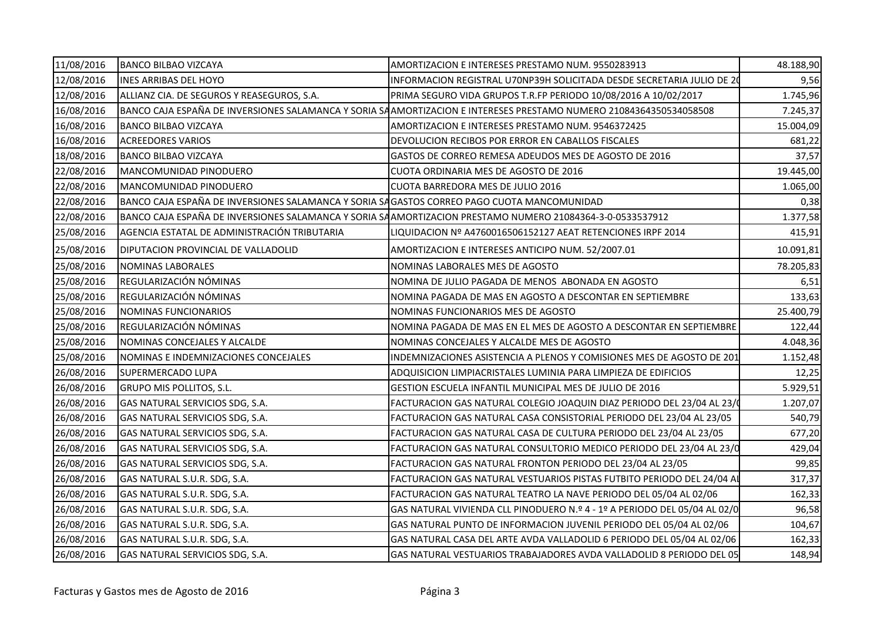| | | | |
|---|---|---|---|
| 11/08/2016 | BANCO BILBAO VIZCAYA | AMORTIZACION E INTERESES PRESTAMO NUM. 9550283913 | 48.188,90 |
| 12/08/2016 | INES ARRIBAS DEL HOYO | INFORMACION REGISTRAL U70NP39H SOLICITADA DESDE SECRETARIA JULIO DE 20 | 9,56 |
| 12/08/2016 | ALLIANZ CIA. DE SEGUROS Y REASEGUROS, S.A. | PRIMA SEGURO VIDA GRUPOS T.R.FP PERIODO 10/08/2016 A 10/02/2017 | 1.745,96 |
| 16/08/2016 | BANCO CAJA ESPAÑA DE INVERSIONES SALAMANCA Y SORIA SA | AMORTIZACION E INTERESES PRESTAMO NUMERO 21084364350534058508 | 7.245,37 |
| 16/08/2016 | BANCO BILBAO VIZCAYA | AMORTIZACION E INTERESES PRESTAMO NUM. 9546372425 | 15.004,09 |
| 16/08/2016 | ACREEDORES VARIOS | DEVOLUCION RECIBOS POR ERROR EN CABALLOS FISCALES | 681,22 |
| 18/08/2016 | BANCO BILBAO VIZCAYA | GASTOS DE CORREO REMESA ADEUDOS MES DE AGOSTO DE 2016 | 37,57 |
| 22/08/2016 | MANCOMUNIDAD PINODUERO | CUOTA ORDINARIA MES DE AGOSTO DE 2016 | 19.445,00 |
| 22/08/2016 | MANCOMUNIDAD PINODUERO | CUOTA BARREDORA MES DE JULIO 2016 | 1.065,00 |
| 22/08/2016 | BANCO CAJA ESPAÑA DE INVERSIONES SALAMANCA Y SORIA SA | GASTOS CORREO PAGO CUOTA MANCOMUNIDAD | 0,38 |
| 22/08/2016 | BANCO CAJA ESPAÑA DE INVERSIONES SALAMANCA Y SORIA SA | AMORTIZACION PRESTAMO NUMERO 21084364-3-0-0533537912 | 1.377,58 |
| 25/08/2016 | AGENCIA ESTATAL DE ADMINISTRACIÓN TRIBUTARIA | LIQUIDACION Nº A4760016506152127 AEAT RETENCIONES IRPF 2014 | 415,91 |
| 25/08/2016 | DIPUTACION PROVINCIAL DE VALLADOLID | AMORTIZACION E INTERESES ANTICIPO NUM. 52/2007.01 | 10.091,81 |
| 25/08/2016 | NOMINAS LABORALES | NOMINAS LABORALES MES DE AGOSTO | 78.205,83 |
| 25/08/2016 | REGULARIZACIÓN NÓMINAS | NOMINA DE JULIO PAGADA DE MENOS ABONADA EN AGOSTO | 6,51 |
| 25/08/2016 | REGULARIZACIÓN NÓMINAS | NOMINA PAGADA DE MAS EN AGOSTO A DESCONTAR EN SEPTIEMBRE | 133,63 |
| 25/08/2016 | NOMINAS FUNCIONARIOS | NOMINAS FUNCIONARIOS MES DE AGOSTO | 25.400,79 |
| 25/08/2016 | REGULARIZACIÓN NÓMINAS | NOMINA PAGADA DE MAS EN EL MES DE AGOSTO A DESCONTAR EN SEPTIEMBRE | 122,44 |
| 25/08/2016 | NOMINAS CONCEJALES Y ALCALDE | NOMINAS CONCEJALES Y ALCALDE MES DE AGOSTO | 4.048,36 |
| 25/08/2016 | NOMINAS E INDEMNIZACIONES CONCEJALES | INDEMNIZACIONES ASISTENCIA A PLENOS Y COMISIONES MES DE AGOSTO DE 201 | 1.152,48 |
| 26/08/2016 | SUPERMERCADO LUPA | ADQUISICION LIMPIACRISTALES LUMINIA PARA LIMPIEZA DE EDIFICIOS | 12,25 |
| 26/08/2016 | GRUPO MIS POLLITOS, S.L. | GESTION ESCUELA INFANTIL MUNICIPAL MES DE JULIO DE 2016 | 5.929,51 |
| 26/08/2016 | GAS NATURAL SERVICIOS SDG, S.A. | FACTURACION GAS NATURAL COLEGIO JOAQUIN DIAZ PERIODO DEL 23/04 AL 23/0 | 1.207,07 |
| 26/08/2016 | GAS NATURAL SERVICIOS SDG, S.A. | FACTURACION GAS NATURAL CASA CONSISTORIAL PERIODO DEL 23/04 AL 23/05 | 540,79 |
| 26/08/2016 | GAS NATURAL SERVICIOS SDG, S.A. | FACTURACION GAS NATURAL CASA DE CULTURA PERIODO DEL 23/04 AL 23/05 | 677,20 |
| 26/08/2016 | GAS NATURAL SERVICIOS SDG, S.A. | FACTURACION GAS NATURAL CONSULTORIO MEDICO PERIODO DEL 23/04 AL 23/0 | 429,04 |
| 26/08/2016 | GAS NATURAL SERVICIOS SDG, S.A. | FACTURACION GAS NATURAL FRONTON PERIODO DEL 23/04 AL 23/05 | 99,85 |
| 26/08/2016 | GAS NATURAL S.U.R. SDG, S.A. | FACTURACION GAS NATURAL VESTUARIOS PISTAS FUTBITO PERIODO DEL 24/04 AL | 317,37 |
| 26/08/2016 | GAS NATURAL S.U.R. SDG, S.A. | FACTURACION GAS NATURAL TEATRO LA NAVE PERIODO DEL 05/04 AL 02/06 | 162,33 |
| 26/08/2016 | GAS NATURAL S.U.R. SDG, S.A. | GAS NATURAL VIVIENDA CLL PINODUERO N.º 4 - 1º A PERIODO DEL 05/04 AL 02/0 | 96,58 |
| 26/08/2016 | GAS NATURAL S.U.R. SDG, S.A. | GAS NATURAL PUNTO DE INFORMACION JUVENIL PERIODO DEL 05/04 AL 02/06 | 104,67 |
| 26/08/2016 | GAS NATURAL S.U.R. SDG, S.A. | GAS NATURAL CASA DEL ARTE AVDA VALLADOLID 6 PERIODO DEL 05/04 AL 02/06 | 162,33 |
| 26/08/2016 | GAS NATURAL SERVICIOS SDG, S.A. | GAS NATURAL VESTUARIOS TRABAJADORES AVDA VALLADOLID 8 PERIODO DEL 05 | 148,94 |

Facturas y Gastos mes de Agosto de 2016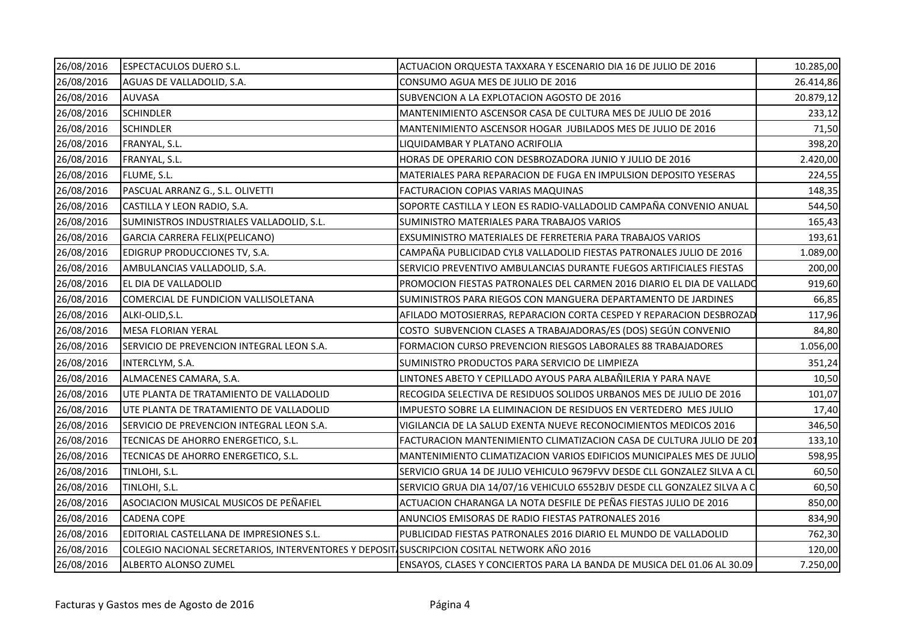| | | | |
|---|---|---|---|
| 26/08/2016 | ESPECTACULOS DUERO S.L. | ACTUACION ORQUESTA TAXXARA Y ESCENARIO DIA 16 DE JULIO DE 2016 | 10.285,00 |
| 26/08/2016 | AGUAS DE VALLADOLID, S.A. | CONSUMO AGUA MES DE JULIO DE 2016 | 26.414,86 |
| 26/08/2016 | AUVASA | SUBVENCION A LA EXPLOTACION AGOSTO DE 2016 | 20.879,12 |
| 26/08/2016 | SCHINDLER | MANTENIMIENTO ASCENSOR CASA DE CULTURA MES DE JULIO DE 2016 | 233,12 |
| 26/08/2016 | SCHINDLER | MANTENIMIENTO ASCENSOR HOGAR JUBILADOS MES DE JULIO DE 2016 | 71,50 |
| 26/08/2016 | FRANYAL, S.L. | LIQUIDAMBAR Y PLATANO ACRIFOLIA | 398,20 |
| 26/08/2016 | FRANYAL, S.L. | HORAS DE OPERARIO CON DESBROZADORA JUNIO Y JULIO DE 2016 | 2.420,00 |
| 26/08/2016 | FLUME, S.L. | MATERIALES PARA REPARACION DE FUGA EN IMPULSION DEPOSITO YESERAS | 224,55 |
| 26/08/2016 | PASCUAL ARRANZ G., S.L. OLIVETTI | FACTURACION COPIAS VARIAS MAQUINAS | 148,35 |
| 26/08/2016 | CASTILLA Y LEON RADIO, S.A. | SOPORTE CASTILLA Y LEON ES RADIO-VALLADOLID CAMPAÑA CONVENIO ANUAL | 544,50 |
| 26/08/2016 | SUMINISTROS INDUSTRIALES VALLADOLID, S.L. | SUMINISTRO MATERIALES PARA TRABAJOS VARIOS | 165,43 |
| 26/08/2016 | GARCIA CARRERA FELIX(PELICANO) | EXSUMINISTRO MATERIALES DE FERRETERIA PARA TRABAJOS VARIOS | 193,61 |
| 26/08/2016 | EDIGRUP PRODUCCIONES TV, S.A. | CAMPAÑA PUBLICIDAD CYL8 VALLADOLID FIESTAS PATRONALES JULIO DE 2016 | 1.089,00 |
| 26/08/2016 | AMBULANCIAS VALLADOLID, S.A. | SERVICIO PREVENTIVO AMBULANCIAS DURANTE FUEGOS ARTIFICIALES FIESTAS | 200,00 |
| 26/08/2016 | EL DIA DE VALLADOLID | PROMOCION FIESTAS PATRONALES DEL CARMEN 2016 DIARIO EL DIA DE VALLADO | 919,60 |
| 26/08/2016 | COMERCIAL DE FUNDICION VALLISOLETANA | SUMINISTROS PARA RIEGOS CON MANGUERA DEPARTAMENTO DE JARDINES | 66,85 |
| 26/08/2016 | ALKI-OLID,S.L. | AFILADO MOTOSIERRAS, REPARACION CORTA CESPED Y REPARACION DESBROZAD | 117,96 |
| 26/08/2016 | MESA FLORIAN YERAL | COSTO SUBVENCION CLASES A TRABAJADORAS/ES (DOS) SEGÚN CONVENIO | 84,80 |
| 26/08/2016 | SERVICIO DE PREVENCION INTEGRAL LEON S.A. | FORMACION CURSO PREVENCION RIESGOS LABORALES 88 TRABAJADORES | 1.056,00 |
| 26/08/2016 | INTERCLYM, S.A. | SUMINISTRO PRODUCTOS PARA SERVICIO DE LIMPIEZA | 351,24 |
| 26/08/2016 | ALMACENES CAMARA, S.A. | LINTONES ABETO Y CEPILLADO AYOUS PARA ALBAÑILERIA Y PARA NAVE | 10,50 |
| 26/08/2016 | UTE PLANTA DE TRATAMIENTO DE VALLADOLID | RECOGIDA SELECTIVA DE RESIDUOS SOLIDOS URBANOS MES DE JULIO DE 2016 | 101,07 |
| 26/08/2016 | UTE PLANTA DE TRATAMIENTO DE VALLADOLID | IMPUESTO SOBRE LA ELIMINACION DE RESIDUOS EN VERTEDERO MES JULIO | 17,40 |
| 26/08/2016 | SERVICIO DE PREVENCION INTEGRAL LEON S.A. | VIGILANCIA DE LA SALUD EXENTA NUEVE RECONOCIMIENTOS MEDICOS 2016 | 346,50 |
| 26/08/2016 | TECNICAS DE AHORRO ENERGETICO, S.L. | FACTURACION MANTENIMIENTO CLIMATIZACION CASA DE CULTURA JULIO DE 201 | 133,10 |
| 26/08/2016 | TECNICAS DE AHORRO ENERGETICO, S.L. | MANTENIMIENTO CLIMATIZACION VARIOS EDIFICIOS MUNICIPALES MES DE JULIO | 598,95 |
| 26/08/2016 | TINLOHI, S.L. | SERVICIO GRUA 14 DE JULIO VEHICULO 9679FVV DESDE CLL GONZALEZ SILVA A CL | 60,50 |
| 26/08/2016 | TINLOHI, S.L. | SERVICIO GRUA DIA 14/07/16 VEHICULO 6552BJV DESDE CLL GONZALEZ SILVA A C | 60,50 |
| 26/08/2016 | ASOCIACION MUSICAL MUSICOS DE PEÑAFIEL | ACTUACION CHARANGA LA NOTA DESFILE DE PEÑAS FIESTAS JULIO DE 2016 | 850,00 |
| 26/08/2016 | CADENA COPE | ANUNCIOS EMISORAS DE RADIO FIESTAS PATRONALES 2016 | 834,90 |
| 26/08/2016 | EDITORIAL CASTELLANA DE IMPRESIONES S.L. | PUBLICIDAD FIESTAS PATRONALES 2016 DIARIO EL MUNDO DE VALLADOLID | 762,30 |
| 26/08/2016 | COLEGIO NACIONAL SECRETARIOS, INTERVENTORES Y DEPOSIT | SUSCRIPCION COSITAL NETWORK AÑO 2016 | 120,00 |
| 26/08/2016 | ALBERTO ALONSO ZUMEL | ENSAYOS, CLASES Y CONCIERTOS PARA LA BANDA DE MUSICA DEL 01.06 AL 30.09 | 7.250,00 |

Facturas y Gastos mes de Agosto de 2016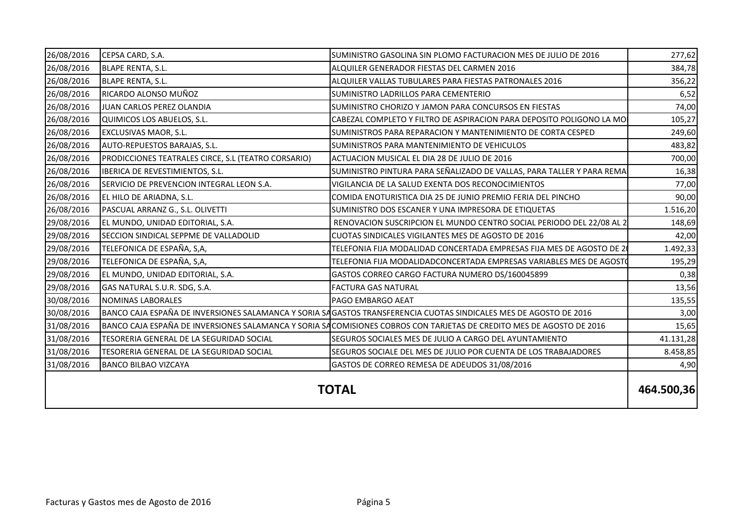| | | | |
|---|---|---|---|
| 26/08/2016 | CEPSA CARD, S.A. | SUMINISTRO GASOLINA SIN PLOMO FACTURACION MES DE JULIO DE 2016 | 277,62 |
| 26/08/2016 | BLAPE RENTA, S.L. | ALQUILER GENERADOR FIESTAS DEL CARMEN 2016 | 384,78 |
| 26/08/2016 | BLAPE RENTA, S.L. | ALQUILER VALLAS TUBULARES PARA FIESTAS PATRONALES 2016 | 356,22 |
| 26/08/2016 | RICARDO ALONSO MUÑOZ | SUMINISTRO LADRILLOS PARA CEMENTERIO | 6,52 |
| 26/08/2016 | JUAN CARLOS PEREZ OLANDIA | SUMINISTRO CHORIZO Y JAMON PARA CONCURSOS EN FIESTAS | 74,00 |
| 26/08/2016 | QUIMICOS LOS ABUELOS, S.L. | CABEZAL COMPLETO Y FILTRO DE ASPIRACION PARA DEPOSITO POLIGONO LA MO | 105,27 |
| 26/08/2016 | EXCLUSIVAS MAOR, S.L. | SUMINISTROS PARA REPARACION Y MANTENIMIENTO DE CORTA CESPED | 249,60 |
| 26/08/2016 | AUTO-REPUESTOS BARAJAS, S.L. | SUMINISTROS PARA MANTENIMIENTO DE VEHICULOS | 483,82 |
| 26/08/2016 | PRODICCIONES TEATRALES CIRCE, S.L (TEATRO CORSARIO) | ACTUACION MUSICAL EL DIA 28 DE JULIO DE 2016 | 700,00 |
| 26/08/2016 | IBERICA DE REVESTIMIENTOS, S.L. | SUMINISTRO PINTURA PARA SEÑALIZADO DE VALLAS, PARA TALLER Y PARA REMA | 16,38 |
| 26/08/2016 | SERVICIO DE PREVENCION INTEGRAL LEON S.A. | VIGILANCIA DE LA SALUD EXENTA DOS RECONOCIMIENTOS | 77,00 |
| 26/08/2016 | EL HILO DE ARIADNA, S.L. | COMIDA ENOTURISTICA DIA 25 DE JUNIO PREMIO FERIA DEL PINCHO | 90,00 |
| 26/08/2016 | PASCUAL ARRANZ G., S.L. OLIVETTI | SUMINISTRO DOS ESCANER Y UNA IMPRESORA DE ETIQUETAS | 1.516,20 |
| 29/08/2016 | EL MUNDO, UNIDAD EDITORIAL, S.A. | RENOVACION SUSCRIPCION EL MUNDO CENTRO SOCIAL PERIODO DEL 22/08 AL 2 | 148,69 |
| 29/08/2016 | SECCION SINDICAL SEPPME DE VALLADOLID | CUOTAS SINDICALES VIGILANTES MES DE AGOSTO DE 2016 | 42,00 |
| 29/08/2016 | TELEFONICA DE ESPAÑA, S,A, | TELEFONIA FIJA MODALIDAD CONCERTADA EMPRESAS FIJA MES DE AGOSTO DE 2 | 1.492,33 |
| 29/08/2016 | TELEFONICA DE ESPAÑA, S,A, | TELEFONIA FIJA MODALIDADCONCERTADA EMPRESAS VARIABLES MES DE AGOST | 195,29 |
| 29/08/2016 | EL MUNDO, UNIDAD EDITORIAL, S.A. | GASTOS CORREO CARGO FACTURA NUMERO DS/160045899 | 0,38 |
| 29/08/2016 | GAS NATURAL S.U.R. SDG, S.A. | FACTURA GAS NATURAL | 13,56 |
| 30/08/2016 | NOMINAS LABORALES | PAGO EMBARGO AEAT | 135,55 |
| 30/08/2016 | BANCO CAJA ESPAÑA DE INVERSIONES SALAMANCA Y SORIA SA | GASTOS TRANSFERENCIA CUOTAS SINDICALES MES DE AGOSTO DE 2016 | 3,00 |
| 31/08/2016 | BANCO CAJA ESPAÑA DE INVERSIONES SALAMANCA Y SORIA SA | COMISIONES COBROS CON TARJETAS DE CREDITO MES DE AGOSTO DE 2016 | 15,65 |
| 31/08/2016 | TESORERIA GENERAL DE LA SEGURIDAD SOCIAL | SEGUROS SOCIALES MES DE JULIO A CARGO DEL AYUNTAMIENTO | 41.131,28 |
| 31/08/2016 | TESORERIA GENERAL DE LA SEGURIDAD SOCIAL | SEGUROS SOCIALE DEL MES DE JULIO POR CUENTA DE LOS TRABAJADORES | 8.458,85 |
| 31/08/2016 | BANCO BILBAO VIZCAYA | GASTOS DE CORREO REMESA DE ADEUDOS 31/08/2016 | 4,90 |
| | | **TOTAL** | **464.500,36** |